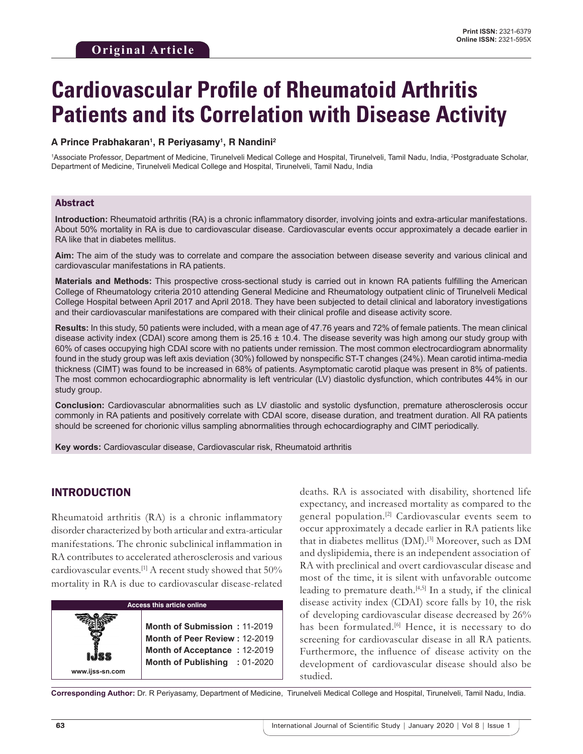**Original Article**

Print ISSN: 2321-6379
Online ISSN: 2321-595X

# Cardiovascular Profile of Rheumatoid Arthritis Patients and its Correlation with Disease Activity

**A Prince Prabhakaran[1], R Periyasamy[1], R Nandini[2]**

[1]Associate Professor, Department of Medicine, Tirunelveli Medical College and Hospital, Tirunelveli, Tamil Nadu, India, [2]Postgraduate Scholar, Department of Medicine, Tirunelveli Medical College and Hospital, Tirunelveli, Tamil Nadu, India

## Abstract

**Introduction:** Rheumatoid arthritis (RA) is a chronic inflammatory disorder, involving joints and extra-articular manifestations. About 50% mortality in RA is due to cardiovascular disease. Cardiovascular events occur approximately a decade earlier in RA like that in diabetes mellitus.

**Aim:** The aim of the study was to correlate and compare the association between disease severity and various clinical and cardiovascular manifestations in RA patients.

**Materials and Methods:** This prospective cross-sectional study is carried out in known RA patients fulfilling the American College of Rheumatology criteria 2010 attending General Medicine and Rheumatology outpatient clinic of Tirunelveli Medical College Hospital between April 2017 and April 2018. They have been subjected to detail clinical and laboratory investigations and their cardiovascular manifestations are compared with their clinical profile and disease activity score.

**Results:** In this study, 50 patients were included, with a mean age of 47.76 years and 72% of female patients. The mean clinical disease activity index (CDAI) score among them is 25.16 ± 10.4. The disease severity was high among our study group with 60% of cases occupying high CDAI score with no patients under remission. The most common electrocardiogram abnormality found in the study group was left axis deviation (30%) followed by nonspecific ST-T changes (24%). Mean carotid intima-media thickness (CIMT) was found to be increased in 68% of patients. Asymptomatic carotid plaque was present in 8% of patients. The most common echocardiographic abnormality is left ventricular (LV) diastolic dysfunction, which contributes 44% in our study group.

**Conclusion:** Cardiovascular abnormalities such as LV diastolic and systolic dysfunction, premature atherosclerosis occur commonly in RA patients and positively correlate with CDAI score, disease duration, and treatment duration. All RA patients should be screened for chorionic villus sampling abnormalities through echocardiography and CIMT periodically.

**Key words:** Cardiovascular disease, Cardiovascular risk, Rheumatoid arthritis

## INTRODUCTION

Rheumatoid arthritis (RA) is a chronic inflammatory disorder characterized by both articular and extra-articular manifestations. The chronic subclinical inflammation in RA contributes to accelerated atherosclerosis and various cardiovascular events.[1] A recent study showed that 50% mortality in RA is due to cardiovascular disease-related deaths. RA is associated with disability, shortened life expectancy, and increased mortality as compared to the general population.[2] Cardiovascular events seem to occur approximately a decade earlier in RA patients like that in diabetes mellitus (DM).[3] Moreover, such as DM and dyslipidemia, there is an independent association of RA with preclinical and overt cardiovascular disease and most of the time, it is silent with unfavorable outcome leading to premature death.[4,5] In a study, if the clinical disease activity index (CDAI) score falls by 10, the risk of developing cardiovascular disease decreased by 26% has been formulated.[6] Hence, it is necessary to do screening for cardiovascular disease in all RA patients. Furthermore, the influence of disease activity on the development of cardiovascular disease should also be studied.

| Access this article online | |
|---|---|
| IJSS www.ijss-sn.com | **Month of Submission :** 11-2019 <br> **Month of Peer Review :** 12-2019 <br> **Month of Acceptance :** 12-2019 <br> **Month of Publishing :** 01-2020 |

**Corresponding Author:** Dr. R Periyasamy, Department of Medicine, Tirunelveli Medical College and Hospital, Tirunelveli, Tamil Nadu, India.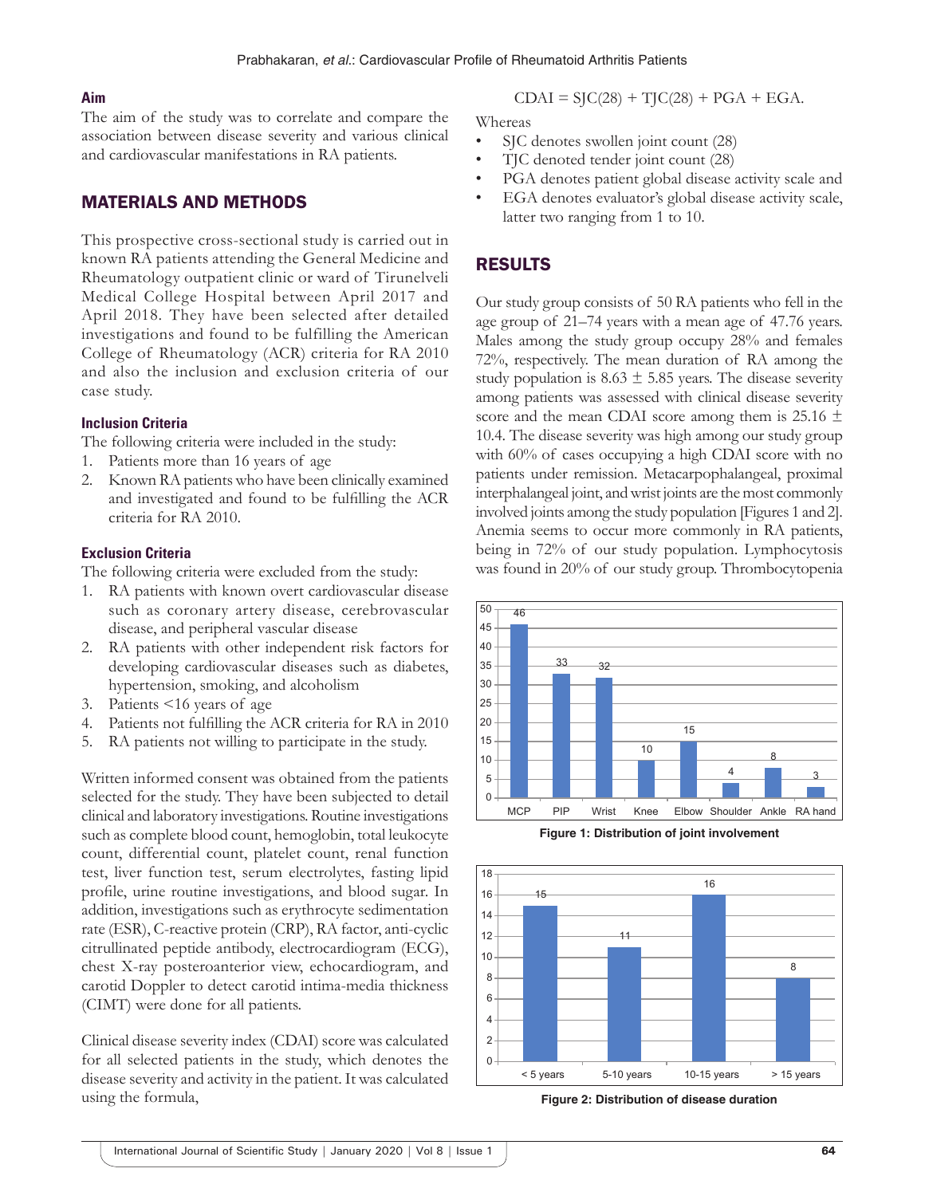### Aim

The aim of the study was to correlate and compare the association between disease severity and various clinical and cardiovascular manifestations in RA patients.

## MATERIALS AND METHODS

This prospective cross-sectional study is carried out in known RA patients attending the General Medicine and Rheumatology outpatient clinic or ward of Tirunelveli Medical College Hospital between April 2017 and April 2018. They have been selected after detailed investigations and found to be fulfilling the American College of Rheumatology (ACR) criteria for RA 2010 and also the inclusion and exclusion criteria of our case study.

### Inclusion Criteria

The following criteria were included in the study:

1. Patients more than 16 years of age
2. Known RA patients who have been clinically examined and investigated and found to be fulfilling the ACR criteria for RA 2010.

### Exclusion Criteria

The following criteria were excluded from the study:

1. RA patients with known overt cardiovascular disease such as coronary artery disease, cerebrovascular disease, and peripheral vascular disease
2. RA patients with other independent risk factors for developing cardiovascular diseases such as diabetes, hypertension, smoking, and alcoholism
3. Patients <16 years of age
4. Patients not fulfilling the ACR criteria for RA in 2010
5. RA patients not willing to participate in the study.

Written informed consent was obtained from the patients selected for the study. They have been subjected to detail clinical and laboratory investigations. Routine investigations such as complete blood count, hemoglobin, total leukocyte count, differential count, platelet count, renal function test, liver function test, serum electrolytes, fasting lipid profile, urine routine investigations, and blood sugar. In addition, investigations such as erythrocyte sedimentation rate (ESR), C-reactive protein (CRP), RA factor, anti-cyclic citrullinated peptide antibody, electrocardiogram (ECG), chest X-ray posteroanterior view, echocardiogram, and carotid Doppler to detect carotid intima-media thickness (CIMT) were done for all patients.

Clinical disease severity index (CDAI) score was calculated for all selected patients in the study, which denotes the disease severity and activity in the patient. It was calculated using the formula,

$$\text{CDAI} = \text{SJC}(28) + \text{TJC}(28) + \text{PGA} + \text{EGA}.$$

Whereas

- SJC denotes swollen joint count (28)
- TJC denoted tender joint count (28)
- PGA denotes patient global disease activity scale and
- EGA denotes evaluator's global disease activity scale, latter two ranging from 1 to 10.

## RESULTS

Our study group consists of 50 RA patients who fell in the age group of 21–74 years with a mean age of 47.76 years. Males among the study group occupy 28% and females 72%, respectively. The mean duration of RA among the study population is 8.63 ± 5.85 years. The disease severity among patients was assessed with clinical disease severity score and the mean CDAI score among them is 25.16 ± 10.4. The disease severity was high among our study group with 60% of cases occupying a high CDAI score with no patients under remission. Metacarpophalangeal, proximal interphalangeal joint, and wrist joints are the most commonly involved joints among the study population [Figures 1 and 2]. Anemia seems to occur more commonly in RA patients, being in 72% of our study population. Lymphocytosis was found in 20% of our study group. Thrombocytopenia

| Joint | Count |
|---|---|
| MCP | 46 |
| PIP | 33 |
| Wrist | 32 |
| Knee | 10 |
| Elbow | 15 |
| Shoulder | 4 |
| Ankle | 8 |
| RA hand | 3 |

Figure 1: Distribution of joint involvement

| Disease duration | Count |
|---|---|
| < 5 years | 15 |
| 5-10 years | 11 |
| 10-15 years | 16 |
| > 15 years | 8 |

Figure 2: Distribution of disease duration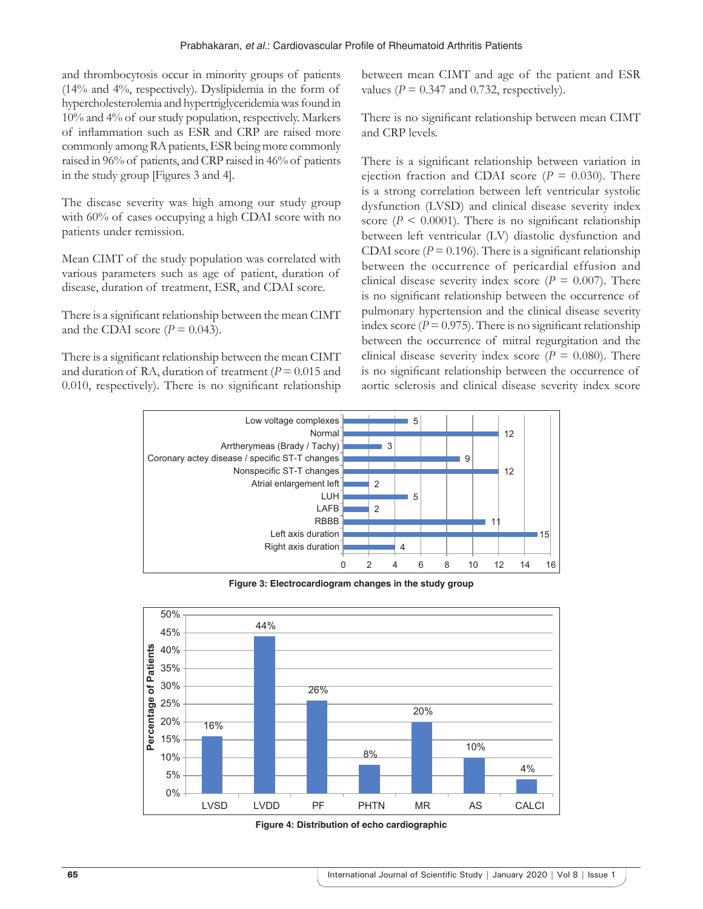and thrombocytosis occur in minority groups of patients (14% and 4%, respectively). Dyslipidemia in the form of hypercholesterolemia and hypertriglyceridemia was found in 10% and 4% of our study population, respectively. Markers of inflammation such as ESR and CRP are raised more commonly among RA patients, ESR being more commonly raised in 96% of patients, and CRP raised in 46% of patients in the study group [Figures 3 and 4].

The disease severity was high among our study group with 60% of cases occupying a high CDAI score with no patients under remission.

Mean CIMT of the study population was correlated with various parameters such as age of patient, duration of disease, duration of treatment, ESR, and CDAI score.

There is a significant relationship between the mean CIMT and the CDAI score ($P = 0.043$).

There is a significant relationship between the mean CIMT and duration of RA, duration of treatment ($P = 0.015$ and 0.010, respectively). There is no significant relationship between mean CIMT and age of the patient and ESR values ($P = 0.347$ and 0.732, respectively).

There is no significant relationship between mean CIMT and CRP levels.

There is a significant relationship between variation in ejection fraction and CDAI score ($P = 0.030$). There is a strong correlation between left ventricular systolic dysfunction (LVSD) and clinical disease severity index score ($P < 0.0001$). There is no significant relationship between left ventricular (LV) diastolic dysfunction and CDAI score ($P = 0.196$). There is a significant relationship between the occurrence of pericardial effusion and clinical disease severity index score ($P = 0.007$). There is no significant relationship between the occurrence of pulmonary hypertension and the clinical disease severity index score ($P = 0.975$). There is no significant relationship between the occurrence of mitral regurgitation and the clinical disease severity index score ($P = 0.080$). There is no significant relationship between the occurrence of aortic sclerosis and clinical disease severity index score

| ECG change | Number |
|---|---|
| Low voltage complexes | 5 |
| Normal | 12 |
| Arrtherymeas (Brady / Tachy) | 3 |
| Coronary actey disease / specific ST-T changes | 9 |
| Nonspecific ST-T changes | 12 |
| Atrial enlargement left | 2 |
| LUH | 5 |
| LAFB | 2 |
| RBBB | 11 |
| Left axis duration | 15 |
| Right axis duration | 4 |

**Figure 3: Electrocardiogram changes in the study group**

| Echo finding | Percentage of Patients |
|---|---|
| LVSD | 16% |
| LVDD | 44% |
| PF | 26% |
| PHTN | 8% |
| MR | 20% |
| AS | 10% |
| CALCI | 4% |

**Figure 4: Distribution of echo cardiographic**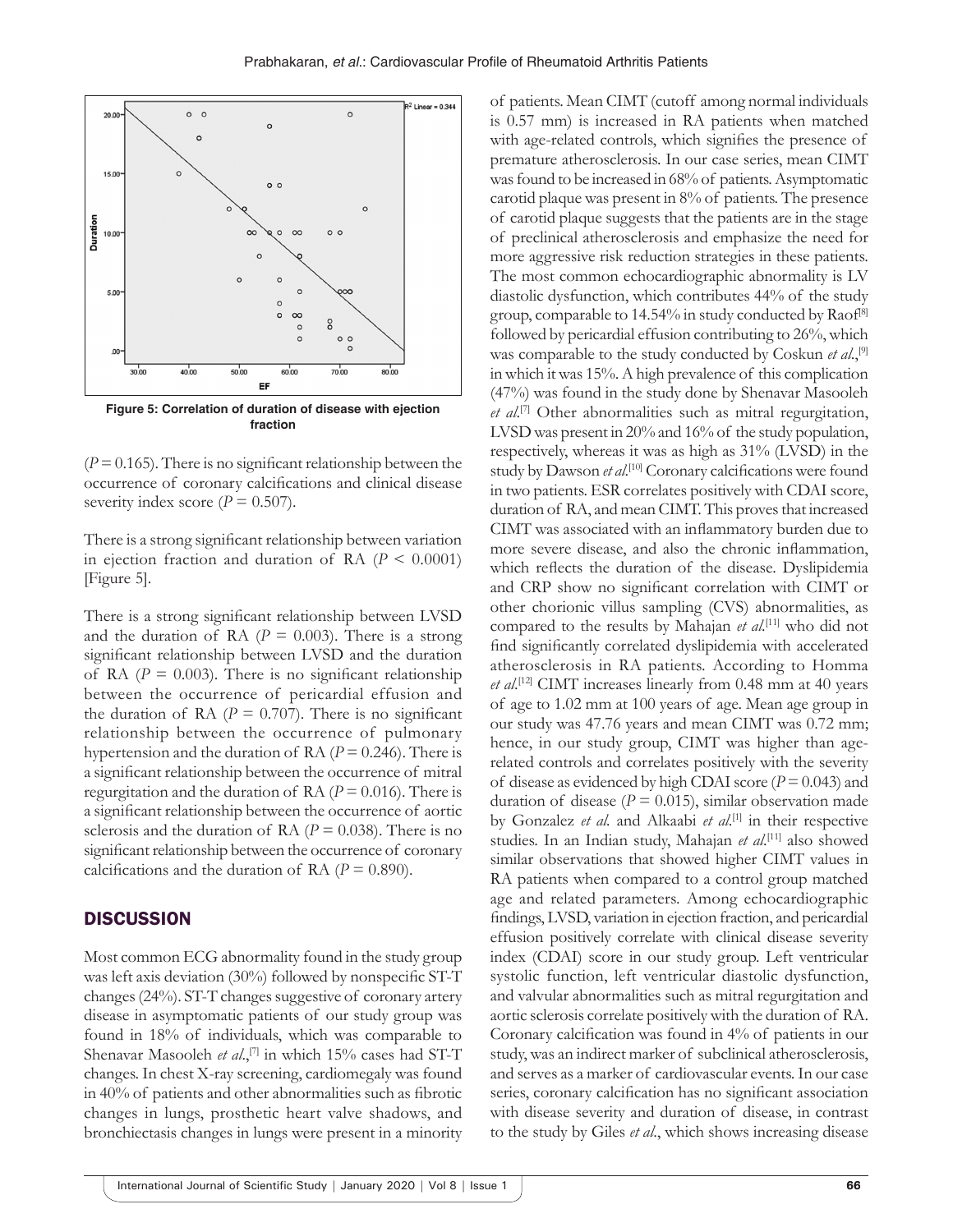**Figure 5: Correlation of duration of disease with ejection fraction**

($P = 0.165$). There is no significant relationship between the occurrence of coronary calcifications and clinical disease severity index score ($P = 0.507$).

There is a strong significant relationship between variation in ejection fraction and duration of RA ($P < 0.0001$) [Figure 5].

There is a strong significant relationship between LVSD and the duration of RA ($P = 0.003$). There is a strong significant relationship between LVSD and the duration of RA ($P = 0.003$). There is no significant relationship between the occurrence of pericardial effusion and the duration of RA ($P = 0.707$). There is no significant relationship between the occurrence of pulmonary hypertension and the duration of RA ($P = 0.246$). There is a significant relationship between the occurrence of mitral regurgitation and the duration of RA ($P = 0.016$). There is a significant relationship between the occurrence of aortic sclerosis and the duration of RA ($P = 0.038$). There is no significant relationship between the occurrence of coronary calcifications and the duration of RA ($P = 0.890$).

## DISCUSSION

Most common ECG abnormality found in the study group was left axis deviation (30%) followed by nonspecific ST-T changes (24%). ST-T changes suggestive of coronary artery disease in asymptomatic patients of our study group was found in 18% of individuals, which was comparable to Shenavar Masooleh *et al*.,[7] in which 15% cases had ST-T changes. In chest X-ray screening, cardiomegaly was found in 40% of patients and other abnormalities such as fibrotic changes in lungs, prosthetic heart valve shadows, and bronchiectasis changes in lungs were present in a minority of patients. Mean CIMT (cutoff among normal individuals is 0.57 mm) is increased in RA patients when matched with age-related controls, which signifies the presence of premature atherosclerosis. In our case series, mean CIMT was found to be increased in 68% of patients. Asymptomatic carotid plaque was present in 8% of patients. The presence of carotid plaque suggests that the patients are in the stage of preclinical atherosclerosis and emphasize the need for more aggressive risk reduction strategies in these patients. The most common echocardiographic abnormality is LV diastolic dysfunction, which contributes 44% of the study group, comparable to 14.54% in study conducted by Raof[8] followed by pericardial effusion contributing to 26%, which was comparable to the study conducted by Coskun *et al*.,[9] in which it was 15%. A high prevalence of this complication (47%) was found in the study done by Shenavar Masooleh *et al*.[7] Other abnormalities such as mitral regurgitation, LVSD was present in 20% and 16% of the study population, respectively, whereas it was as high as 31% (LVSD) in the study by Dawson *et al*.[10] Coronary calcifications were found in two patients. ESR correlates positively with CDAI score, duration of RA, and mean CIMT. This proves that increased CIMT was associated with an inflammatory burden due to more severe disease, and also the chronic inflammation, which reflects the duration of the disease. Dyslipidemia and CRP show no significant correlation with CIMT or other chorionic villus sampling (CVS) abnormalities, as compared to the results by Mahajan *et al*.[11] who did not find significantly correlated dyslipidemia with accelerated atherosclerosis in RA patients. According to Homma *et al*.[12] CIMT increases linearly from 0.48 mm at 40 years of age to 1.02 mm at 100 years of age. Mean age group in our study was 47.76 years and mean CIMT was 0.72 mm; hence, in our study group, CIMT was higher than age-related controls and correlates positively with the severity of disease as evidenced by high CDAI score ($P = 0.043$) and duration of disease ($P = 0.015$), similar observation made by Gonzalez *et al*. and Alkaabi *et al*.[1] in their respective studies. In an Indian study, Mahajan *et al*.[11] also showed similar observations that showed higher CIMT values in RA patients when compared to a control group matched age and related parameters. Among echocardiographic findings, LVSD, variation in ejection fraction, and pericardial effusion positively correlate with clinical disease severity index (CDAI) score in our study group. Left ventricular systolic function, left ventricular diastolic dysfunction, and valvular abnormalities such as mitral regurgitation and aortic sclerosis correlate positively with the duration of RA. Coronary calcification was found in 4% of patients in our study, was an indirect marker of subclinical atherosclerosis, and serves as a marker of cardiovascular events. In our case series, coronary calcification has no significant association with disease severity and duration of disease, in contrast to the study by Giles *et al*., which shows increasing disease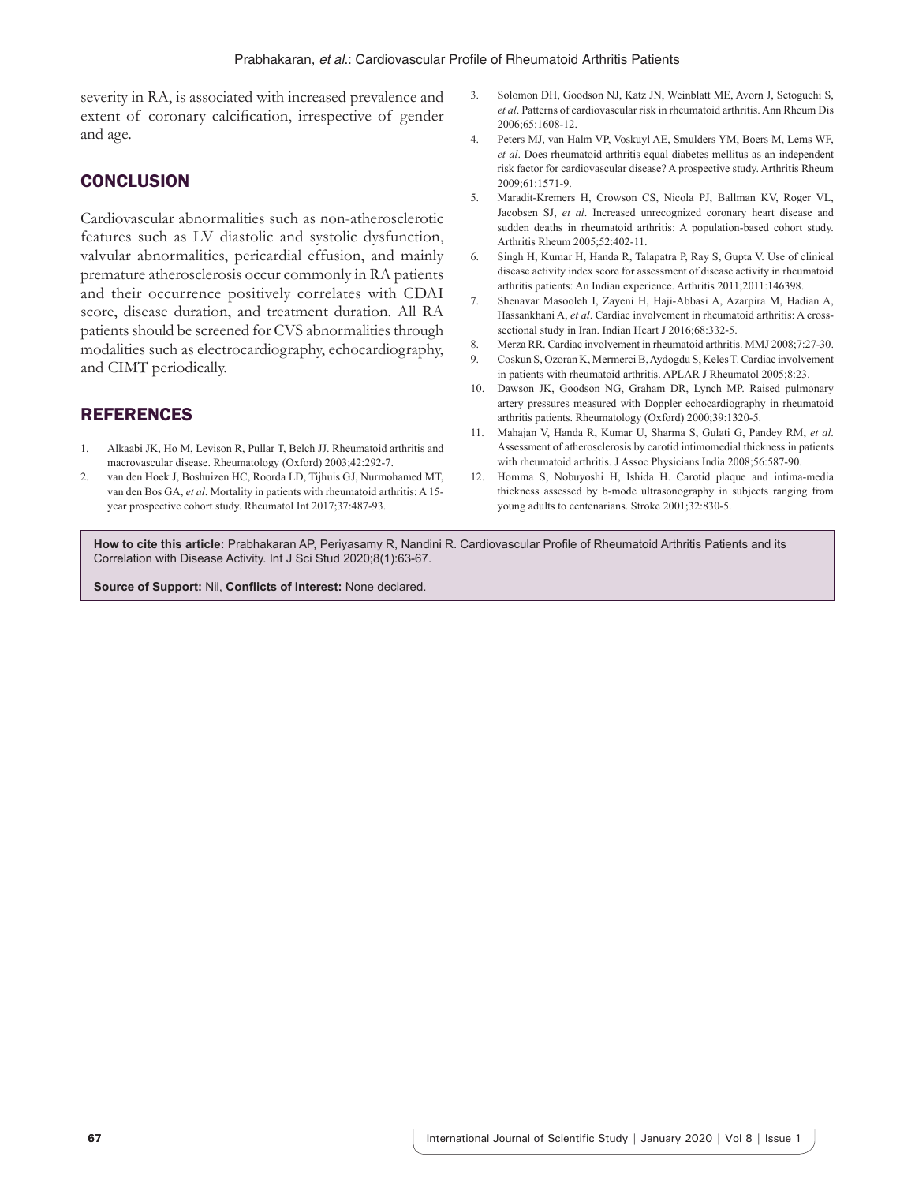severity in RA, is associated with increased prevalence and extent of coronary calcification, irrespective of gender and age.

## CONCLUSION

Cardiovascular abnormalities such as non-atherosclerotic features such as LV diastolic and systolic dysfunction, valvular abnormalities, pericardial effusion, and mainly premature atherosclerosis occur commonly in RA patients and their occurrence positively correlates with CDAI score, disease duration, and treatment duration. All RA patients should be screened for CVS abnormalities through modalities such as electrocardiography, echocardiography, and CIMT periodically.

## REFERENCES

1. Alkaabi JK, Ho M, Levison R, Pullar T, Belch JJ. Rheumatoid arthritis and macrovascular disease. Rheumatology (Oxford) 2003;42:292-7.
2. van den Hoek J, Boshuizen HC, Roorda LD, Tijhuis GJ, Nurmohamed MT, van den Bos GA, *et al*. Mortality in patients with rheumatoid arthritis: A 15-year prospective cohort study. Rheumatol Int 2017;37:487-93.
3. Solomon DH, Goodson NJ, Katz JN, Weinblatt ME, Avorn J, Setoguchi S, *et al*. Patterns of cardiovascular risk in rheumatoid arthritis. Ann Rheum Dis 2006;65:1608-12.
4. Peters MJ, van Halm VP, Voskuyl AE, Smulders YM, Boers M, Lems WF, *et al*. Does rheumatoid arthritis equal diabetes mellitus as an independent risk factor for cardiovascular disease? A prospective study. Arthritis Rheum 2009;61:1571-9.
5. Maradit-Kremers H, Crowson CS, Nicola PJ, Ballman KV, Roger VL, Jacobsen SJ, *et al*. Increased unrecognized coronary heart disease and sudden deaths in rheumatoid arthritis: A population-based cohort study. Arthritis Rheum 2005;52:402-11.
6. Singh H, Kumar H, Handa R, Talapatra P, Ray S, Gupta V. Use of clinical disease activity index score for assessment of disease activity in rheumatoid arthritis patients: An Indian experience. Arthritis 2011;2011:146398.
7. Shenavar Masooleh I, Zayeni H, Haji-Abbasi A, Azarpira M, Hadian A, Hassankhani A, *et al*. Cardiac involvement in rheumatoid arthritis: A cross-sectional study in Iran. Indian Heart J 2016;68:332-5.
8. Merza RR. Cardiac involvement in rheumatoid arthritis. MMJ 2008;7:27-30.
9. Coskun S, Ozoran K, Mermerci B, Aydogdu S, Keles T. Cardiac involvement in patients with rheumatoid arthritis. APLAR J Rheumatol 2005;8:23.
10. Dawson JK, Goodson NG, Graham DR, Lynch MP. Raised pulmonary artery pressures measured with Doppler echocardiography in rheumatoid arthritis patients. Rheumatology (Oxford) 2000;39:1320-5.
11. Mahajan V, Handa R, Kumar U, Sharma S, Gulati G, Pandey RM, *et al*. Assessment of atherosclerosis by carotid intimomedial thickness in patients with rheumatoid arthritis. J Assoc Physicians India 2008;56:587-90.
12. Homma S, Nobuyoshi H, Ishida H. Carotid plaque and intima-media thickness assessed by b-mode ultrasonography in subjects ranging from young adults to centenarians. Stroke 2001;32:830-5.

**How to cite this article:** Prabhakaran AP, Periyasamy R, Nandini R. Cardiovascular Profile of Rheumatoid Arthritis Patients and its Correlation with Disease Activity. Int J Sci Stud 2020;8(1):63-67.

**Source of Support:** Nil, **Conflicts of Interest:** None declared.